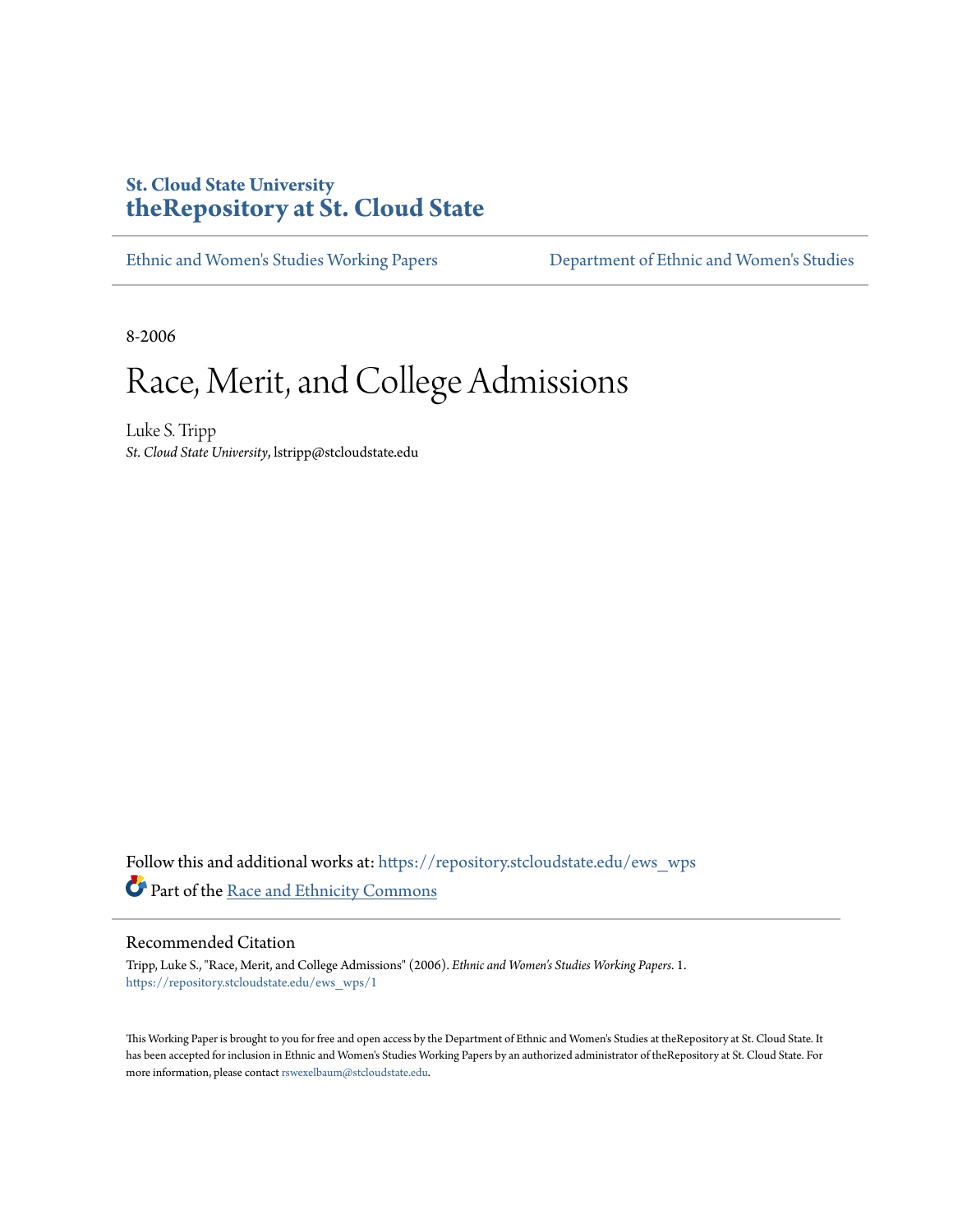**St. Cloud State University**
**theRepository at St. Cloud State**

Ethnic and Women's Studies Working Papers | Department of Ethnic and Women's Studies

8-2006

# Race, Merit, and College Admissions

Luke S. Tripp
*St. Cloud State University*, lstripp@stcloudstate.edu

Follow this and additional works at: https://repository.stcloudstate.edu/ews_wps

Part of the Race and Ethnicity Commons

## Recommended Citation

Tripp, Luke S., "Race, Merit, and College Admissions" (2006). *Ethnic and Women's Studies Working Papers*. 1. https://repository.stcloudstate.edu/ews_wps/1

This Working Paper is brought to you for free and open access by the Department of Ethnic and Women's Studies at theRepository at St. Cloud State. It has been accepted for inclusion in Ethnic and Women's Studies Working Papers by an authorized administrator of theRepository at St. Cloud State. For more information, please contact rswexelbaum@stcloudstate.edu.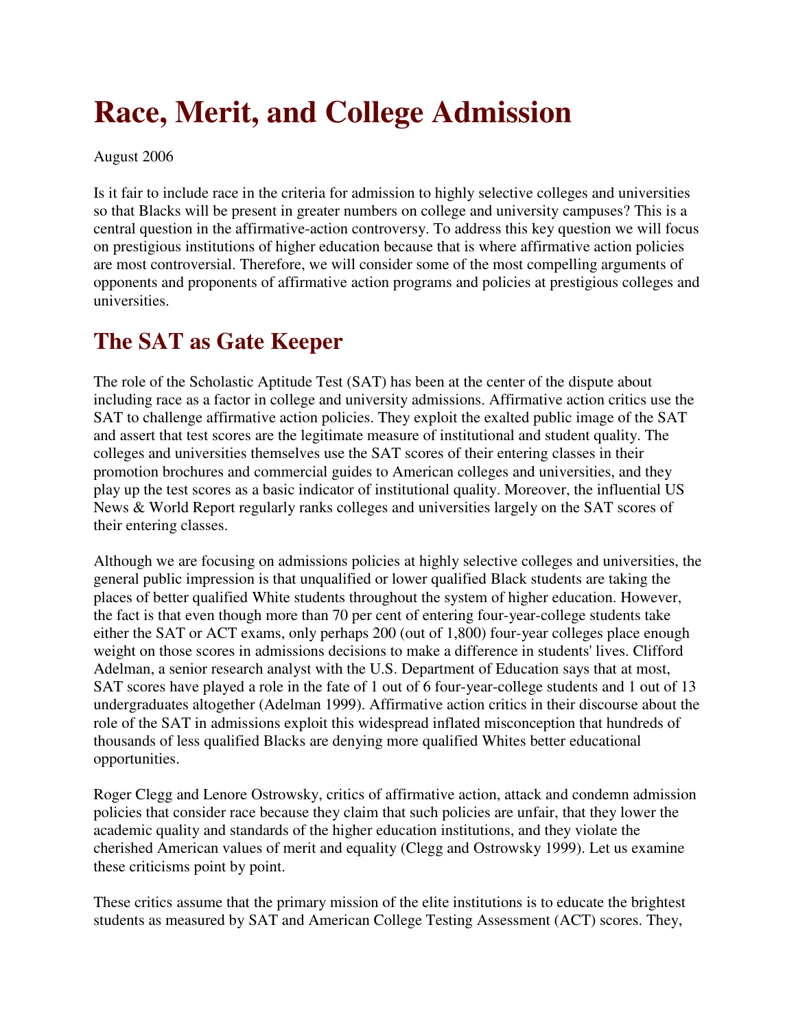# Race, Merit, and College Admission

August 2006

Is it fair to include race in the criteria for admission to highly selective colleges and universities so that Blacks will be present in greater numbers on college and university campuses? This is a central question in the affirmative-action controversy. To address this key question we will focus on prestigious institutions of higher education because that is where affirmative action policies are most controversial. Therefore, we will consider some of the most compelling arguments of opponents and proponents of affirmative action programs and policies at prestigious colleges and universities.

## The SAT as Gate Keeper

The role of the Scholastic Aptitude Test (SAT) has been at the center of the dispute about including race as a factor in college and university admissions. Affirmative action critics use the SAT to challenge affirmative action policies. They exploit the exalted public image of the SAT and assert that test scores are the legitimate measure of institutional and student quality. The colleges and universities themselves use the SAT scores of their entering classes in their promotion brochures and commercial guides to American colleges and universities, and they play up the test scores as a basic indicator of institutional quality. Moreover, the influential US News & World Report regularly ranks colleges and universities largely on the SAT scores of their entering classes.

Although we are focusing on admissions policies at highly selective colleges and universities, the general public impression is that unqualified or lower qualified Black students are taking the places of better qualified White students throughout the system of higher education. However, the fact is that even though more than 70 per cent of entering four-year-college students take either the SAT or ACT exams, only perhaps 200 (out of 1,800) four-year colleges place enough weight on those scores in admissions decisions to make a difference in students' lives. Clifford Adelman, a senior research analyst with the U.S. Department of Education says that at most, SAT scores have played a role in the fate of 1 out of 6 four-year-college students and 1 out of 13 undergraduates altogether (Adelman 1999). Affirmative action critics in their discourse about the role of the SAT in admissions exploit this widespread inflated misconception that hundreds of thousands of less qualified Blacks are denying more qualified Whites better educational opportunities.

Roger Clegg and Lenore Ostrowsky, critics of affirmative action, attack and condemn admission policies that consider race because they claim that such policies are unfair, that they lower the academic quality and standards of the higher education institutions, and they violate the cherished American values of merit and equality (Clegg and Ostrowsky 1999). Let us examine these criticisms point by point.

These critics assume that the primary mission of the elite institutions is to educate the brightest students as measured by SAT and American College Testing Assessment (ACT) scores. They,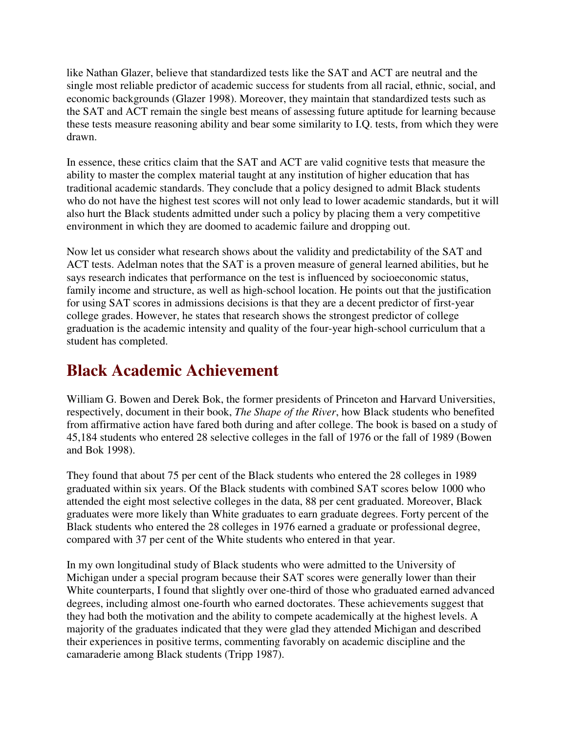like Nathan Glazer, believe that standardized tests like the SAT and ACT are neutral and the single most reliable predictor of academic success for students from all racial, ethnic, social, and economic backgrounds (Glazer 1998). Moreover, they maintain that standardized tests such as the SAT and ACT remain the single best means of assessing future aptitude for learning because these tests measure reasoning ability and bear some similarity to I.Q. tests, from which they were drawn.

In essence, these critics claim that the SAT and ACT are valid cognitive tests that measure the ability to master the complex material taught at any institution of higher education that has traditional academic standards. They conclude that a policy designed to admit Black students who do not have the highest test scores will not only lead to lower academic standards, but it will also hurt the Black students admitted under such a policy by placing them a very competitive environment in which they are doomed to academic failure and dropping out.

Now let us consider what research shows about the validity and predictability of the SAT and ACT tests. Adelman notes that the SAT is a proven measure of general learned abilities, but he says research indicates that performance on the test is influenced by socioeconomic status, family income and structure, as well as high-school location. He points out that the justification for using SAT scores in admissions decisions is that they are a decent predictor of first-year college grades. However, he states that research shows the strongest predictor of college graduation is the academic intensity and quality of the four-year high-school curriculum that a student has completed.

## Black Academic Achievement

William G. Bowen and Derek Bok, the former presidents of Princeton and Harvard Universities, respectively, document in their book, *The Shape of the River*, how Black students who benefited from affirmative action have fared both during and after college. The book is based on a study of 45,184 students who entered 28 selective colleges in the fall of 1976 or the fall of 1989 (Bowen and Bok 1998).

They found that about 75 per cent of the Black students who entered the 28 colleges in 1989 graduated within six years. Of the Black students with combined SAT scores below 1000 who attended the eight most selective colleges in the data, 88 per cent graduated. Moreover, Black graduates were more likely than White graduates to earn graduate degrees. Forty percent of the Black students who entered the 28 colleges in 1976 earned a graduate or professional degree, compared with 37 per cent of the White students who entered in that year.

In my own longitudinal study of Black students who were admitted to the University of Michigan under a special program because their SAT scores were generally lower than their White counterparts, I found that slightly over one-third of those who graduated earned advanced degrees, including almost one-fourth who earned doctorates. These achievements suggest that they had both the motivation and the ability to compete academically at the highest levels. A majority of the graduates indicated that they were glad they attended Michigan and described their experiences in positive terms, commenting favorably on academic discipline and the camaraderie among Black students (Tripp 1987).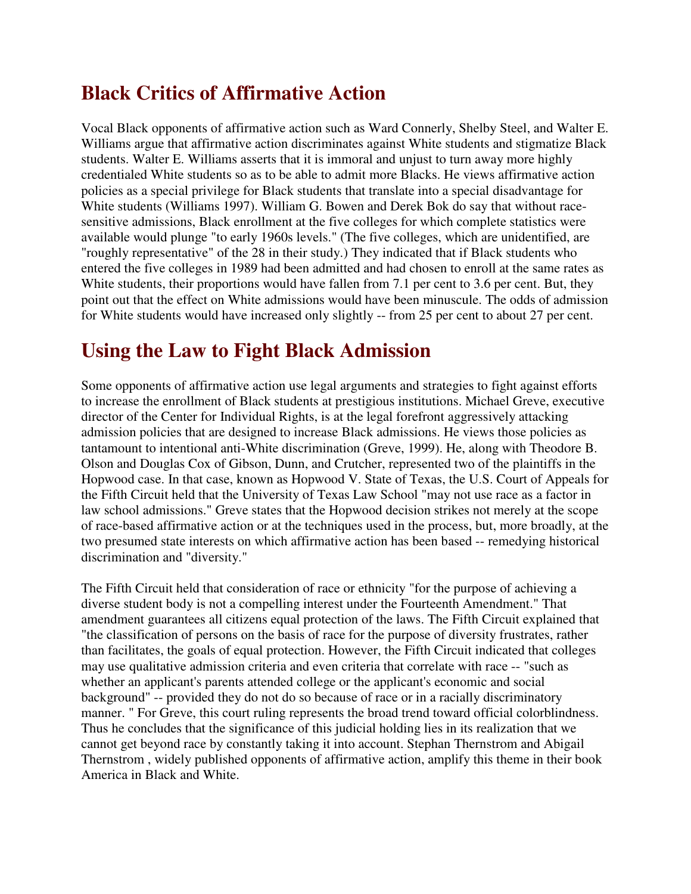## Black Critics of Affirmative Action

Vocal Black opponents of affirmative action such as Ward Connerly, Shelby Steel, and Walter E. Williams argue that affirmative action discriminates against White students and stigmatize Black students. Walter E. Williams asserts that it is immoral and unjust to turn away more highly credentialed White students so as to be able to admit more Blacks. He views affirmative action policies as a special privilege for Black students that translate into a special disadvantage for White students (Williams 1997). William G. Bowen and Derek Bok do say that without race-sensitive admissions, Black enrollment at the five colleges for which complete statistics were available would plunge "to early 1960s levels." (The five colleges, which are unidentified, are "roughly representative" of the 28 in their study.) They indicated that if Black students who entered the five colleges in 1989 had been admitted and had chosen to enroll at the same rates as White students, their proportions would have fallen from 7.1 per cent to 3.6 per cent. But, they point out that the effect on White admissions would have been minuscule. The odds of admission for White students would have increased only slightly -- from 25 per cent to about 27 per cent.

## Using the Law to Fight Black Admission

Some opponents of affirmative action use legal arguments and strategies to fight against efforts to increase the enrollment of Black students at prestigious institutions. Michael Greve, executive director of the Center for Individual Rights, is at the legal forefront aggressively attacking admission policies that are designed to increase Black admissions. He views those policies as tantamount to intentional anti-White discrimination (Greve, 1999). He, along with Theodore B. Olson and Douglas Cox of Gibson, Dunn, and Crutcher, represented two of the plaintiffs in the Hopwood case. In that case, known as Hopwood V. State of Texas, the U.S. Court of Appeals for the Fifth Circuit held that the University of Texas Law School "may not use race as a factor in law school admissions." Greve states that the Hopwood decision strikes not merely at the scope of race-based affirmative action or at the techniques used in the process, but, more broadly, at the two presumed state interests on which affirmative action has been based -- remedying historical discrimination and "diversity."

The Fifth Circuit held that consideration of race or ethnicity "for the purpose of achieving a diverse student body is not a compelling interest under the Fourteenth Amendment." That amendment guarantees all citizens equal protection of the laws. The Fifth Circuit explained that "the classification of persons on the basis of race for the purpose of diversity frustrates, rather than facilitates, the goals of equal protection. However, the Fifth Circuit indicated that colleges may use qualitative admission criteria and even criteria that correlate with race -- "such as whether an applicant's parents attended college or the applicant's economic and social background" -- provided they do not do so because of race or in a racially discriminatory manner. " For Greve, this court ruling represents the broad trend toward official colorblindness. Thus he concludes that the significance of this judicial holding lies in its realization that we cannot get beyond race by constantly taking it into account. Stephan Thernstrom and Abigail Thernstrom , widely published opponents of affirmative action, amplify this theme in their book America in Black and White.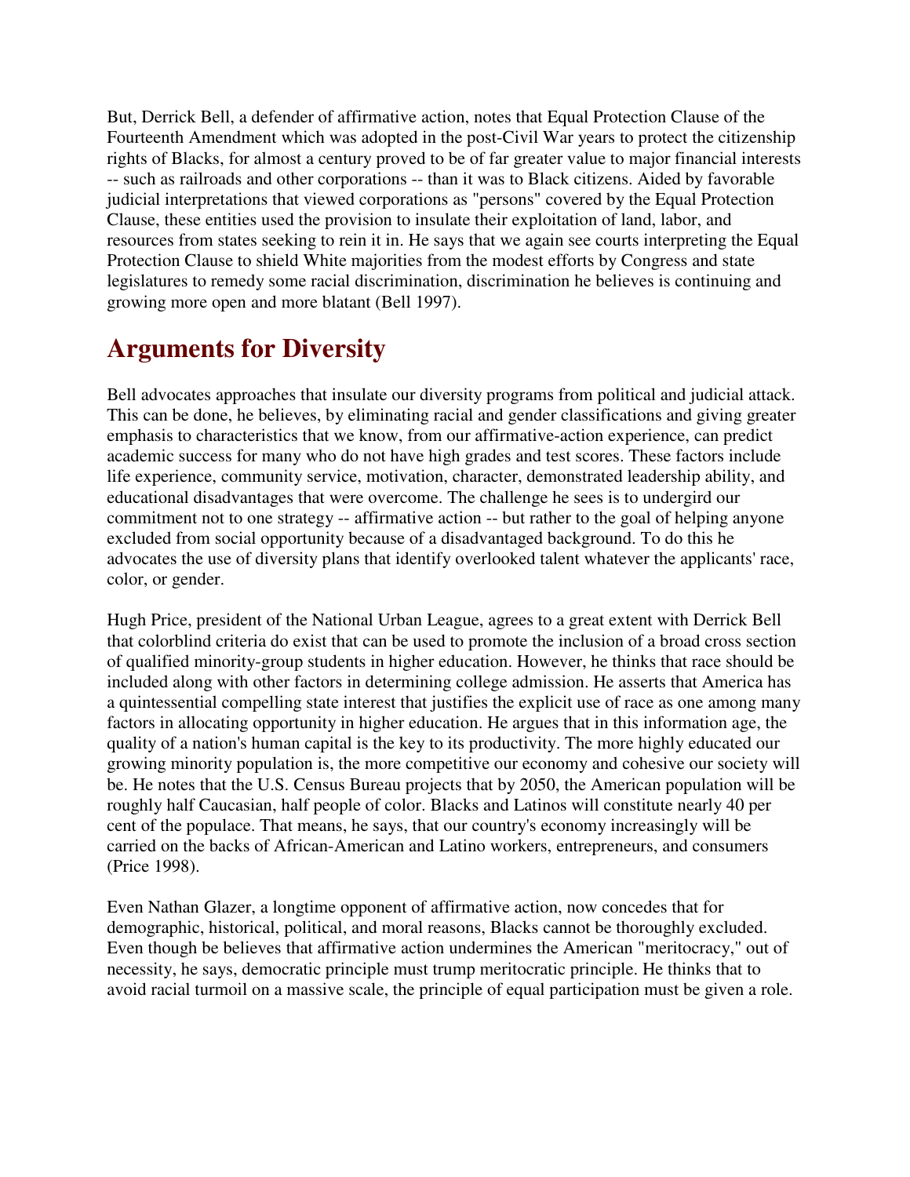But, Derrick Bell, a defender of affirmative action, notes that Equal Protection Clause of the Fourteenth Amendment which was adopted in the post-Civil War years to protect the citizenship rights of Blacks, for almost a century proved to be of far greater value to major financial interests -- such as railroads and other corporations -- than it was to Black citizens. Aided by favorable judicial interpretations that viewed corporations as "persons" covered by the Equal Protection Clause, these entities used the provision to insulate their exploitation of land, labor, and resources from states seeking to rein it in. He says that we again see courts interpreting the Equal Protection Clause to shield White majorities from the modest efforts by Congress and state legislatures to remedy some racial discrimination, discrimination he believes is continuing and growing more open and more blatant (Bell 1997).

## Arguments for Diversity

Bell advocates approaches that insulate our diversity programs from political and judicial attack. This can be done, he believes, by eliminating racial and gender classifications and giving greater emphasis to characteristics that we know, from our affirmative-action experience, can predict academic success for many who do not have high grades and test scores. These factors include life experience, community service, motivation, character, demonstrated leadership ability, and educational disadvantages that were overcome. The challenge he sees is to undergird our commitment not to one strategy -- affirmative action -- but rather to the goal of helping anyone excluded from social opportunity because of a disadvantaged background. To do this he advocates the use of diversity plans that identify overlooked talent whatever the applicants' race, color, or gender.

Hugh Price, president of the National Urban League, agrees to a great extent with Derrick Bell that colorblind criteria do exist that can be used to promote the inclusion of a broad cross section of qualified minority-group students in higher education. However, he thinks that race should be included along with other factors in determining college admission. He asserts that America has a quintessential compelling state interest that justifies the explicit use of race as one among many factors in allocating opportunity in higher education. He argues that in this information age, the quality of a nation's human capital is the key to its productivity. The more highly educated our growing minority population is, the more competitive our economy and cohesive our society will be. He notes that the U.S. Census Bureau projects that by 2050, the American population will be roughly half Caucasian, half people of color. Blacks and Latinos will constitute nearly 40 per cent of the populace. That means, he says, that our country's economy increasingly will be carried on the backs of African-American and Latino workers, entrepreneurs, and consumers (Price 1998).

Even Nathan Glazer, a longtime opponent of affirmative action, now concedes that for demographic, historical, political, and moral reasons, Blacks cannot be thoroughly excluded. Even though be believes that affirmative action undermines the American "meritocracy," out of necessity, he says, democratic principle must trump meritocratic principle. He thinks that to avoid racial turmoil on a massive scale, the principle of equal participation must be given a role.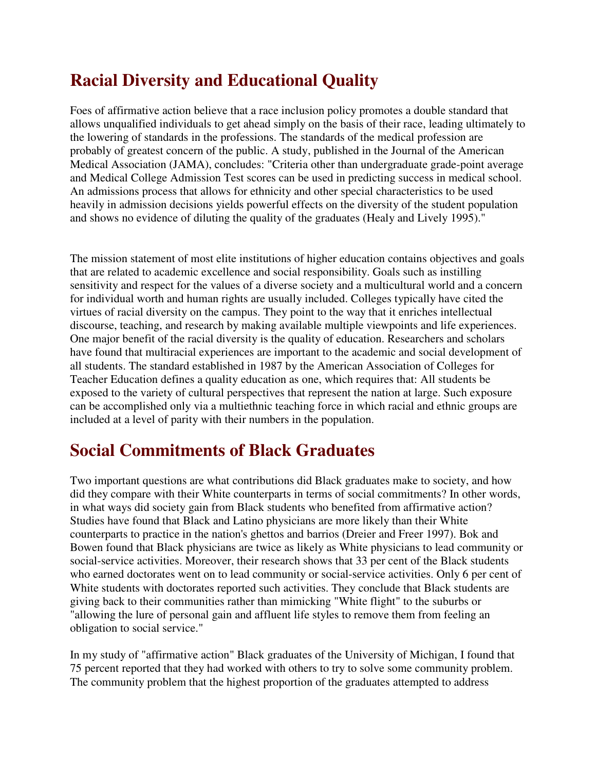## Racial Diversity and Educational Quality

Foes of affirmative action believe that a race inclusion policy promotes a double standard that allows unqualified individuals to get ahead simply on the basis of their race, leading ultimately to the lowering of standards in the professions. The standards of the medical profession are probably of greatest concern of the public. A study, published in the Journal of the American Medical Association (JAMA), concludes: "Criteria other than undergraduate grade-point average and Medical College Admission Test scores can be used in predicting success in medical school. An admissions process that allows for ethnicity and other special characteristics to be used heavily in admission decisions yields powerful effects on the diversity of the student population and shows no evidence of diluting the quality of the graduates (Healy and Lively 1995)."

The mission statement of most elite institutions of higher education contains objectives and goals that are related to academic excellence and social responsibility. Goals such as instilling sensitivity and respect for the values of a diverse society and a multicultural world and a concern for individual worth and human rights are usually included. Colleges typically have cited the virtues of racial diversity on the campus. They point to the way that it enriches intellectual discourse, teaching, and research by making available multiple viewpoints and life experiences. One major benefit of the racial diversity is the quality of education. Researchers and scholars have found that multiracial experiences are important to the academic and social development of all students. The standard established in 1987 by the American Association of Colleges for Teacher Education defines a quality education as one, which requires that: All students be exposed to the variety of cultural perspectives that represent the nation at large. Such exposure can be accomplished only via a multiethnic teaching force in which racial and ethnic groups are included at a level of parity with their numbers in the population.

## Social Commitments of Black Graduates

Two important questions are what contributions did Black graduates make to society, and how did they compare with their White counterparts in terms of social commitments? In other words, in what ways did society gain from Black students who benefited from affirmative action? Studies have found that Black and Latino physicians are more likely than their White counterparts to practice in the nation's ghettos and barrios (Dreier and Freer 1997). Bok and Bowen found that Black physicians are twice as likely as White physicians to lead community or social-service activities. Moreover, their research shows that 33 per cent of the Black students who earned doctorates went on to lead community or social-service activities. Only 6 per cent of White students with doctorates reported such activities. They conclude that Black students are giving back to their communities rather than mimicking "White flight" to the suburbs or "allowing the lure of personal gain and affluent life styles to remove them from feeling an obligation to social service."

In my study of "affirmative action" Black graduates of the University of Michigan, I found that 75 percent reported that they had worked with others to try to solve some community problem. The community problem that the highest proportion of the graduates attempted to address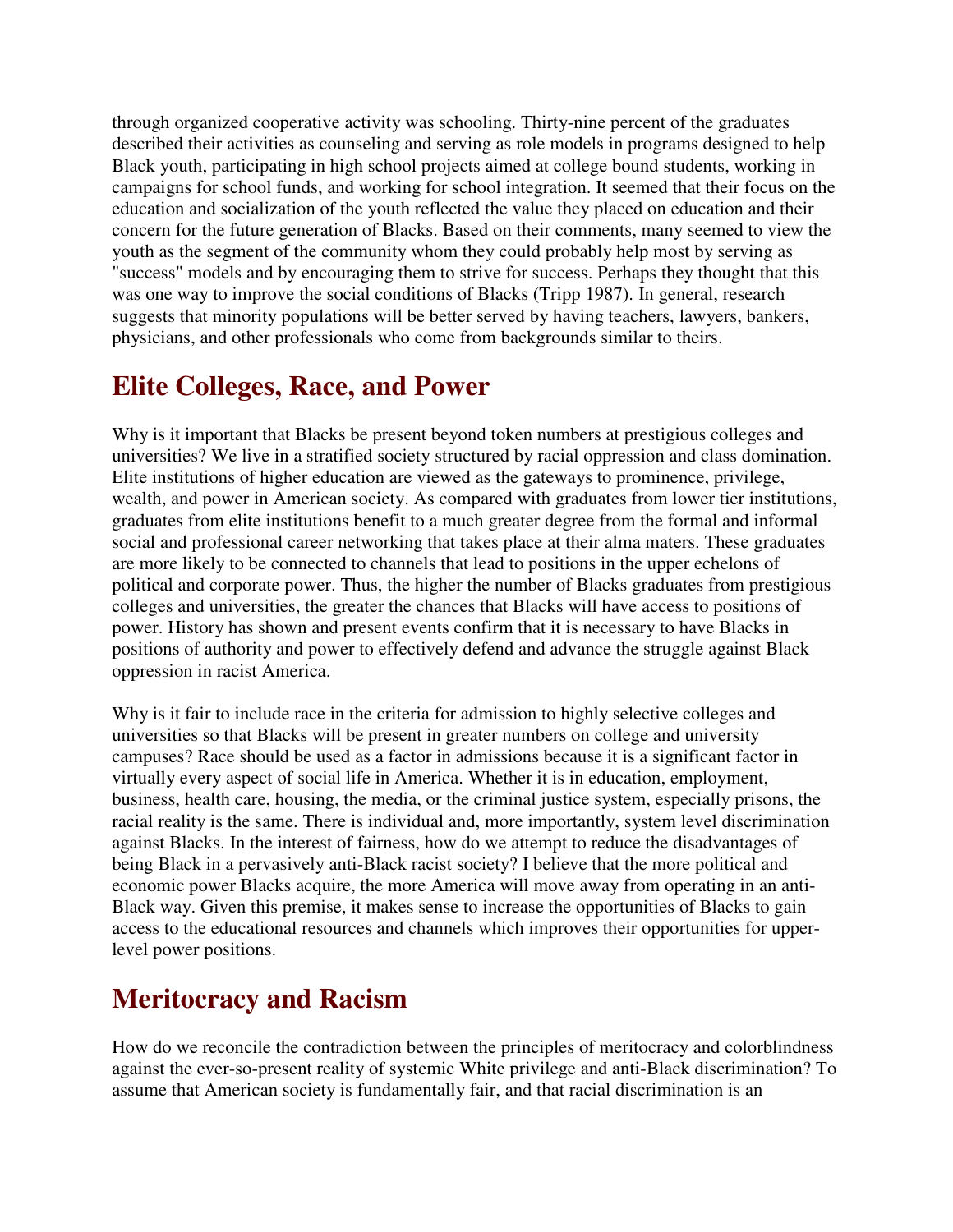through organized cooperative activity was schooling. Thirty-nine percent of the graduates described their activities as counseling and serving as role models in programs designed to help Black youth, participating in high school projects aimed at college bound students, working in campaigns for school funds, and working for school integration. It seemed that their focus on the education and socialization of the youth reflected the value they placed on education and their concern for the future generation of Blacks. Based on their comments, many seemed to view the youth as the segment of the community whom they could probably help most by serving as "success" models and by encouraging them to strive for success. Perhaps they thought that this was one way to improve the social conditions of Blacks (Tripp 1987). In general, research suggests that minority populations will be better served by having teachers, lawyers, bankers, physicians, and other professionals who come from backgrounds similar to theirs.

## Elite Colleges, Race, and Power

Why is it important that Blacks be present beyond token numbers at prestigious colleges and universities? We live in a stratified society structured by racial oppression and class domination. Elite institutions of higher education are viewed as the gateways to prominence, privilege, wealth, and power in American society. As compared with graduates from lower tier institutions, graduates from elite institutions benefit to a much greater degree from the formal and informal social and professional career networking that takes place at their alma maters. These graduates are more likely to be connected to channels that lead to positions in the upper echelons of political and corporate power. Thus, the higher the number of Blacks graduates from prestigious colleges and universities, the greater the chances that Blacks will have access to positions of power. History has shown and present events confirm that it is necessary to have Blacks in positions of authority and power to effectively defend and advance the struggle against Black oppression in racist America.

Why is it fair to include race in the criteria for admission to highly selective colleges and universities so that Blacks will be present in greater numbers on college and university campuses? Race should be used as a factor in admissions because it is a significant factor in virtually every aspect of social life in America. Whether it is in education, employment, business, health care, housing, the media, or the criminal justice system, especially prisons, the racial reality is the same. There is individual and, more importantly, system level discrimination against Blacks. In the interest of fairness, how do we attempt to reduce the disadvantages of being Black in a pervasively anti-Black racist society? I believe that the more political and economic power Blacks acquire, the more America will move away from operating in an anti-Black way. Given this premise, it makes sense to increase the opportunities of Blacks to gain access to the educational resources and channels which improves their opportunities for upper-level power positions.

## Meritocracy and Racism

How do we reconcile the contradiction between the principles of meritocracy and colorblindness against the ever-so-present reality of systemic White privilege and anti-Black discrimination? To assume that American society is fundamentally fair, and that racial discrimination is an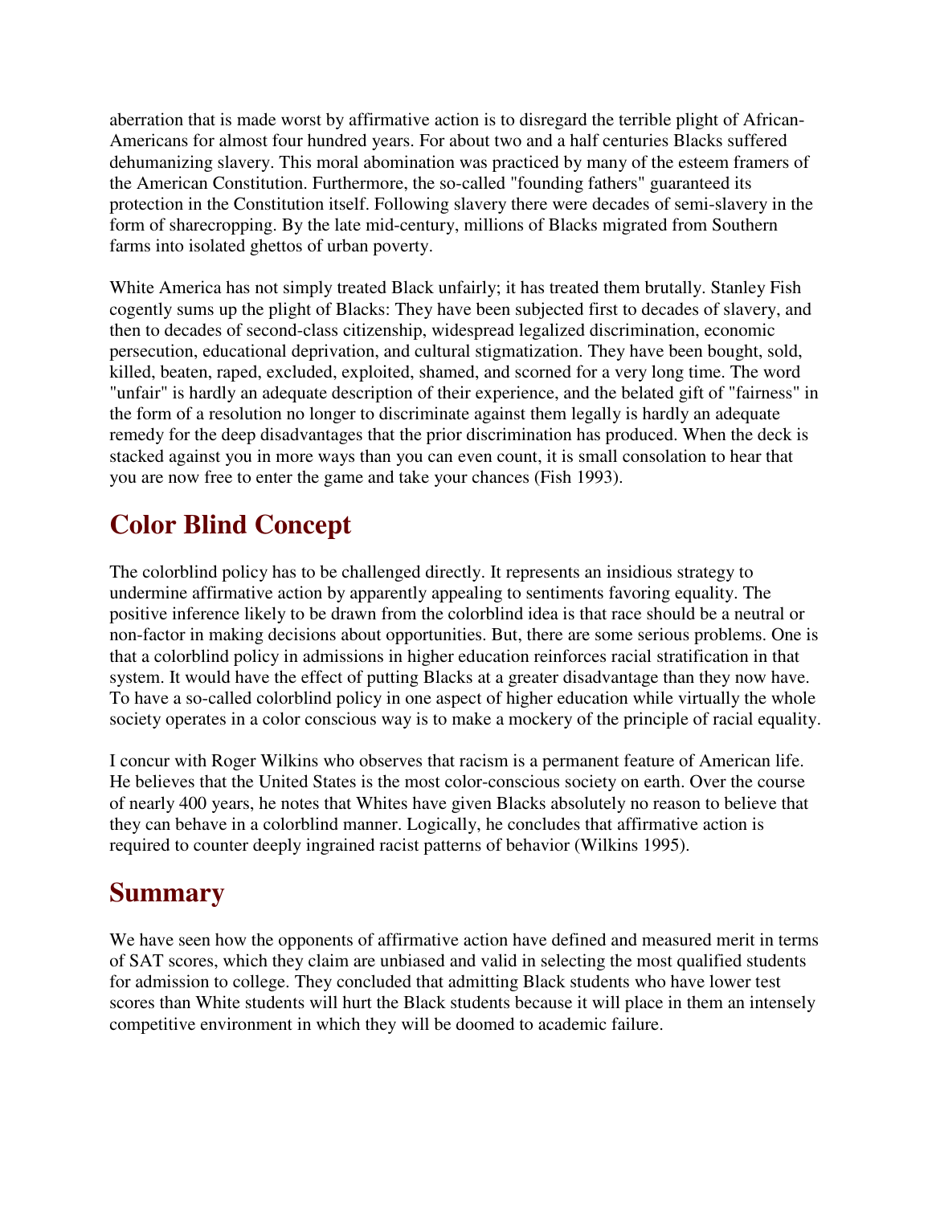aberration that is made worst by affirmative action is to disregard the terrible plight of African-Americans for almost four hundred years. For about two and a half centuries Blacks suffered dehumanizing slavery. This moral abomination was practiced by many of the esteem framers of the American Constitution. Furthermore, the so-called "founding fathers" guaranteed its protection in the Constitution itself. Following slavery there were decades of semi-slavery in the form of sharecropping. By the late mid-century, millions of Blacks migrated from Southern farms into isolated ghettos of urban poverty.

White America has not simply treated Black unfairly; it has treated them brutally. Stanley Fish cogently sums up the plight of Blacks: They have been subjected first to decades of slavery, and then to decades of second-class citizenship, widespread legalized discrimination, economic persecution, educational deprivation, and cultural stigmatization. They have been bought, sold, killed, beaten, raped, excluded, exploited, shamed, and scorned for a very long time. The word "unfair" is hardly an adequate description of their experience, and the belated gift of "fairness" in the form of a resolution no longer to discriminate against them legally is hardly an adequate remedy for the deep disadvantages that the prior discrimination has produced. When the deck is stacked against you in more ways than you can even count, it is small consolation to hear that you are now free to enter the game and take your chances (Fish 1993).

## Color Blind Concept

The colorblind policy has to be challenged directly. It represents an insidious strategy to undermine affirmative action by apparently appealing to sentiments favoring equality. The positive inference likely to be drawn from the colorblind idea is that race should be a neutral or non-factor in making decisions about opportunities. But, there are some serious problems. One is that a colorblind policy in admissions in higher education reinforces racial stratification in that system. It would have the effect of putting Blacks at a greater disadvantage than they now have. To have a so-called colorblind policy in one aspect of higher education while virtually the whole society operates in a color conscious way is to make a mockery of the principle of racial equality.

I concur with Roger Wilkins who observes that racism is a permanent feature of American life. He believes that the United States is the most color-conscious society on earth. Over the course of nearly 400 years, he notes that Whites have given Blacks absolutely no reason to believe that they can behave in a colorblind manner. Logically, he concludes that affirmative action is required to counter deeply ingrained racist patterns of behavior (Wilkins 1995).

## Summary

We have seen how the opponents of affirmative action have defined and measured merit in terms of SAT scores, which they claim are unbiased and valid in selecting the most qualified students for admission to college. They concluded that admitting Black students who have lower test scores than White students will hurt the Black students because it will place in them an intensely competitive environment in which they will be doomed to academic failure.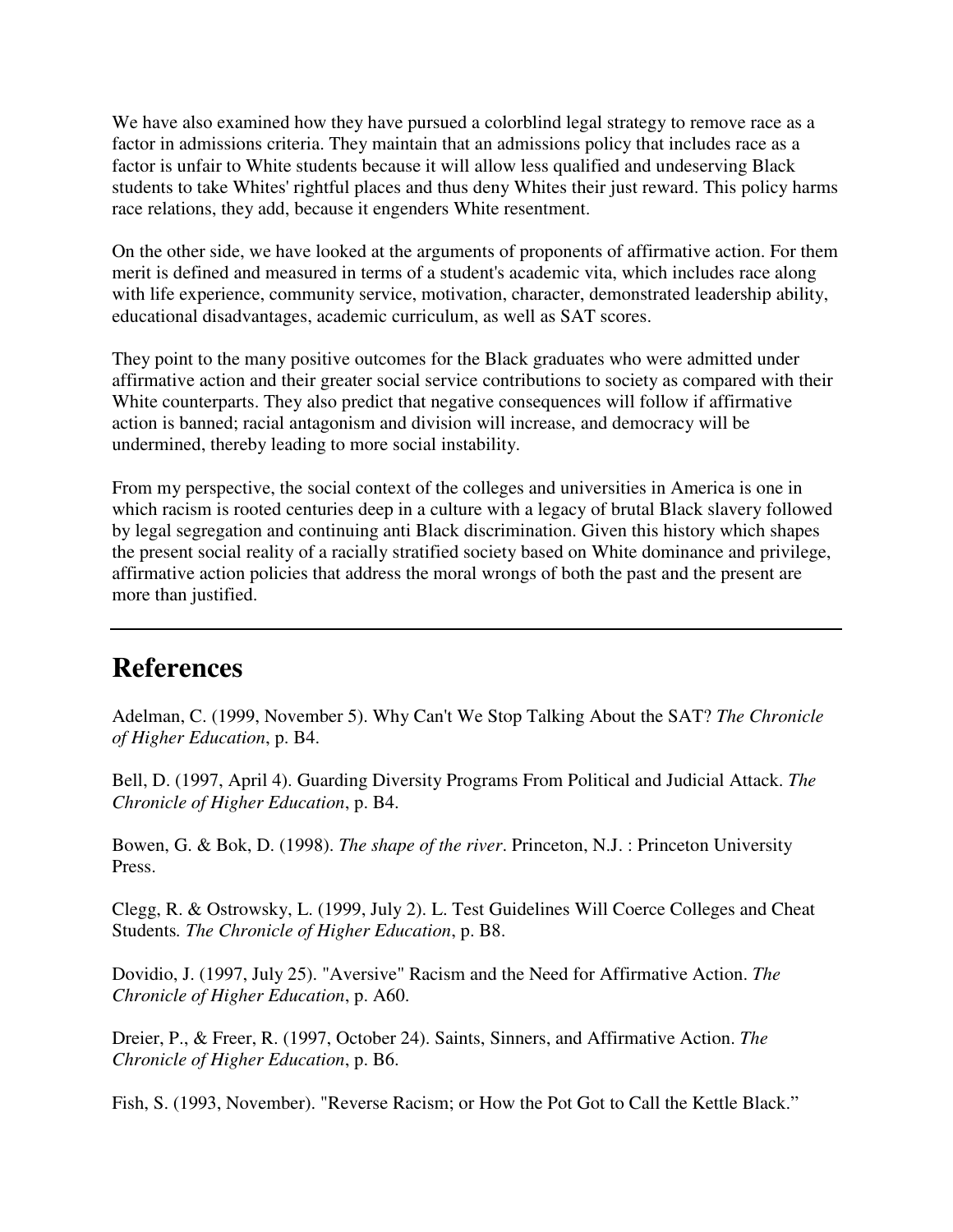We have also examined how they have pursued a colorblind legal strategy to remove race as a factor in admissions criteria. They maintain that an admissions policy that includes race as a factor is unfair to White students because it will allow less qualified and undeserving Black students to take Whites' rightful places and thus deny Whites their just reward. This policy harms race relations, they add, because it engenders White resentment.

On the other side, we have looked at the arguments of proponents of affirmative action. For them merit is defined and measured in terms of a student's academic vita, which includes race along with life experience, community service, motivation, character, demonstrated leadership ability, educational disadvantages, academic curriculum, as well as SAT scores.

They point to the many positive outcomes for the Black graduates who were admitted under affirmative action and their greater social service contributions to society as compared with their White counterparts. They also predict that negative consequences will follow if affirmative action is banned; racial antagonism and division will increase, and democracy will be undermined, thereby leading to more social instability.

From my perspective, the social context of the colleges and universities in America is one in which racism is rooted centuries deep in a culture with a legacy of brutal Black slavery followed by legal segregation and continuing anti Black discrimination. Given this history which shapes the present social reality of a racially stratified society based on White dominance and privilege, affirmative action policies that address the moral wrongs of both the past and the present are more than justified.

---

## References

Adelman, C. (1999, November 5). Why Can't We Stop Talking About the SAT? *The Chronicle of Higher Education*, p. B4.

Bell, D. (1997, April 4). Guarding Diversity Programs From Political and Judicial Attack. *The Chronicle of Higher Education*, p. B4.

Bowen, G. & Bok, D. (1998). *The shape of the river*. Princeton, N.J. : Princeton University Press.

Clegg, R. & Ostrowsky, L. (1999, July 2). L. Test Guidelines Will Coerce Colleges and Cheat Students. *The Chronicle of Higher Education*, p. B8.

Dovidio, J. (1997, July 25). "Aversive" Racism and the Need for Affirmative Action. *The Chronicle of Higher Education*, p. A60.

Dreier, P., & Freer, R. (1997, October 24). Saints, Sinners, and Affirmative Action. *The Chronicle of Higher Education*, p. B6.

Fish, S. (1993, November). "Reverse Racism; or How the Pot Got to Call the Kettle Black."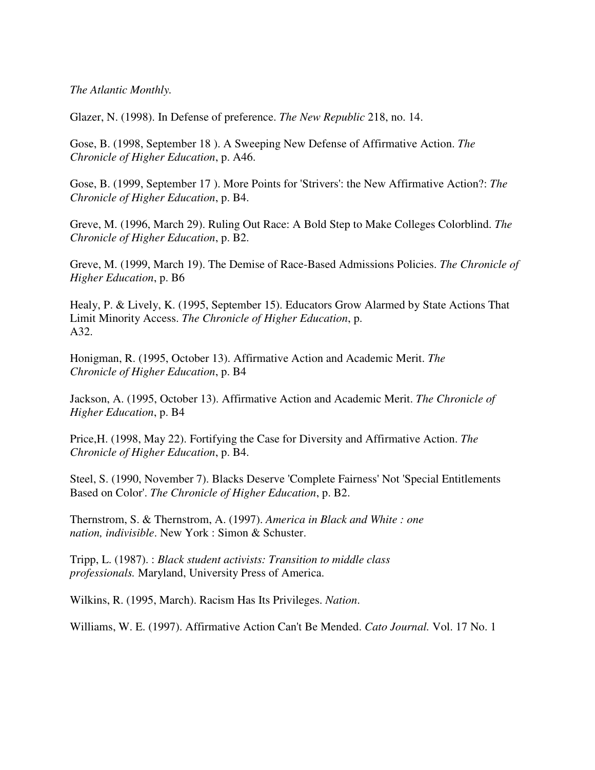*The Atlantic Monthly.*

Glazer, N. (1998). In Defense of preference. *The New Republic* 218, no. 14.

Gose, B. (1998, September 18 ). A Sweeping New Defense of Affirmative Action. *The Chronicle of Higher Education*, p. A46.

Gose, B. (1999, September 17 ). More Points for 'Strivers': the New Affirmative Action?: *The Chronicle of Higher Education*, p. B4.

Greve, M. (1996, March 29). Ruling Out Race: A Bold Step to Make Colleges Colorblind. *The Chronicle of Higher Education*, p. B2.

Greve, M. (1999, March 19). The Demise of Race-Based Admissions Policies. *The Chronicle of Higher Education*, p. B6

Healy, P. & Lively, K. (1995, September 15). Educators Grow Alarmed by State Actions That Limit Minority Access. *The Chronicle of Higher Education*, p. A32.

Honigman, R. (1995, October 13). Affirmative Action and Academic Merit. *The Chronicle of Higher Education*, p. B4

Jackson, A. (1995, October 13). Affirmative Action and Academic Merit. *The Chronicle of Higher Education*, p. B4

Price,H. (1998, May 22). Fortifying the Case for Diversity and Affirmative Action. *The Chronicle of Higher Education*, p. B4.

Steel, S. (1990, November 7). Blacks Deserve 'Complete Fairness' Not 'Special Entitlements Based on Color'. *The Chronicle of Higher Education*, p. B2.

Thernstrom, S. & Thernstrom, A. (1997). *America in Black and White : one nation, indivisible*. New York : Simon & Schuster.

Tripp, L. (1987). : *Black student activists: Transition to middle class professionals.* Maryland, University Press of America.

Wilkins, R. (1995, March). Racism Has Its Privileges. *Nation*.

Williams, W. E. (1997). Affirmative Action Can't Be Mended. *Cato Journal.* Vol. 17 No. 1